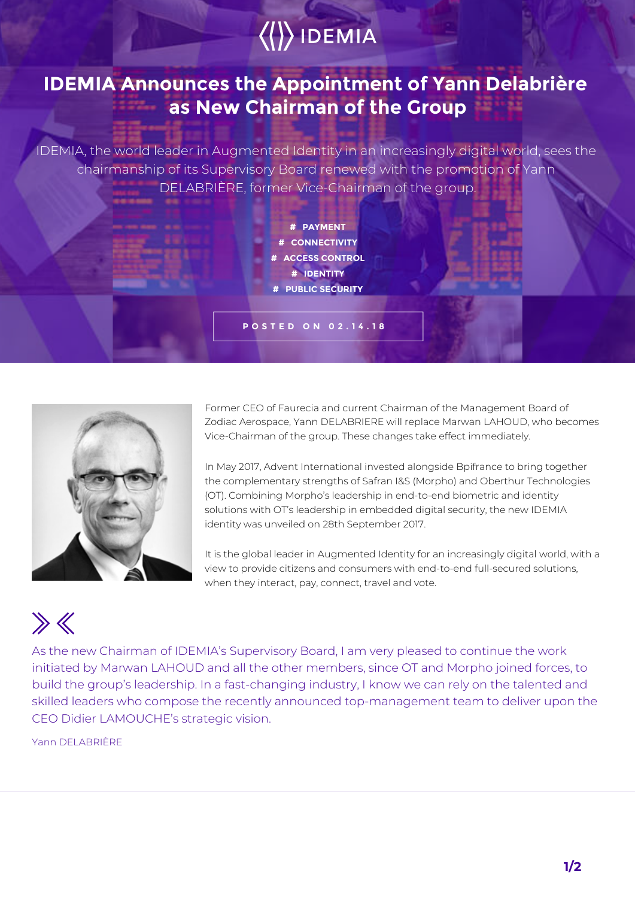IDEMIA

# IDEMIA Announces the Appointment of Yann Delabrière as New Chairman of the Group

IDEMIA, the world leader in Augmented Identity in an increasingly digital world, sees the chairmanship of its Supervisory Board renewed with the promotion of Yann DELABRIÈRE, former Vice-Chairman of the group.

**# PAYMENT**
**# CONNECTIVITY**
**# ACCESS CONTROL**
**# IDENTITY**
**# PUBLIC SECURITY**

**POSTED ON 02.14.18**

Former CEO of Faurecia and current Chairman of the Management Board of Zodiac Aerospace, Yann DELABRIERE will replace Marwan LAHOUD, who becomes Vice-Chairman of the group. These changes take effect immediately.

In May 2017, Advent International invested alongside Bpifrance to bring together the complementary strengths of Safran I&S (Morpho) and Oberthur Technologies (OT). Combining Morpho's leadership in end-to-end biometric and identity solutions with OT's leadership in embedded digital security, the new IDEMIA identity was unveiled on 28th September 2017.

It is the global leader in Augmented Identity for an increasingly digital world, with a view to provide citizens and consumers with end-to-end full-secured solutions, when they interact, pay, connect, travel and vote.

> As the new Chairman of IDEMIA's Supervisory Board, I am very pleased to continue the work initiated by Marwan LAHOUD and all the other members, since OT and Morpho joined forces, to build the group's leadership. In a fast-changing industry, I know we can rely on the talented and skilled leaders who compose the recently announced top-management team to deliver upon the CEO Didier LAMOUCHE's strategic vision.
>
> Yann DELABRIÈRE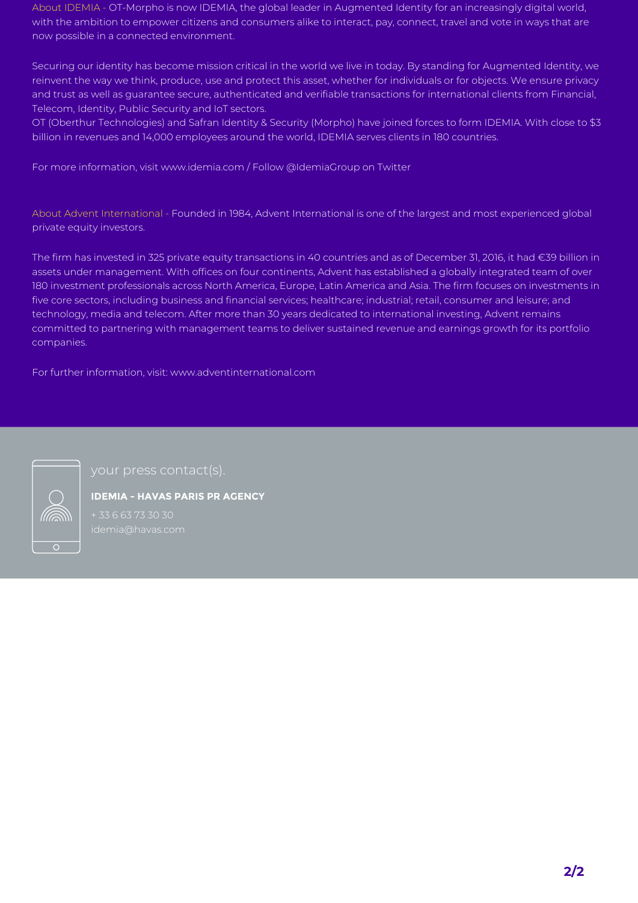**About IDEMIA** - OT-Morpho is now IDEMIA, the global leader in Augmented Identity for an increasingly digital world, with the ambition to empower citizens and consumers alike to interact, pay, connect, travel and vote in ways that are now possible in a connected environment.

Securing our identity has become mission critical in the world we live in today. By standing for Augmented Identity, we reinvent the way we think, produce, use and protect this asset, whether for individuals or for objects. We ensure privacy and trust as well as guarantee secure, authenticated and verifiable transactions for international clients from Financial, Telecom, Identity, Public Security and IoT sectors.
OT (Oberthur Technologies) and Safran Identity & Security (Morpho) have joined forces to form IDEMIA. With close to $3 billion in revenues and 14,000 employees around the world, IDEMIA serves clients in 180 countries.

For more information, visit www.idemia.com / Follow @IdemiaGroup on Twitter

**About Advent International** - Founded in 1984, Advent International is one of the largest and most experienced global private equity investors.

The firm has invested in 325 private equity transactions in 40 countries and as of December 31, 2016, it had €39 billion in assets under management. With offices on four continents, Advent has established a globally integrated team of over 180 investment professionals across North America, Europe, Latin America and Asia. The firm focuses on investments in five core sectors, including business and financial services; healthcare; industrial; retail, consumer and leisure; and technology, media and telecom. After more than 30 years dedicated to international investing, Advent remains committed to partnering with management teams to deliver sustained revenue and earnings growth for its portfolio companies.

For further information, visit: www.adventinternational.com

## your press contact(s).

**IDEMIA - HAVAS PARIS PR AGENCY**
+ 33 6 63 73 30 30
idemia@havas.com